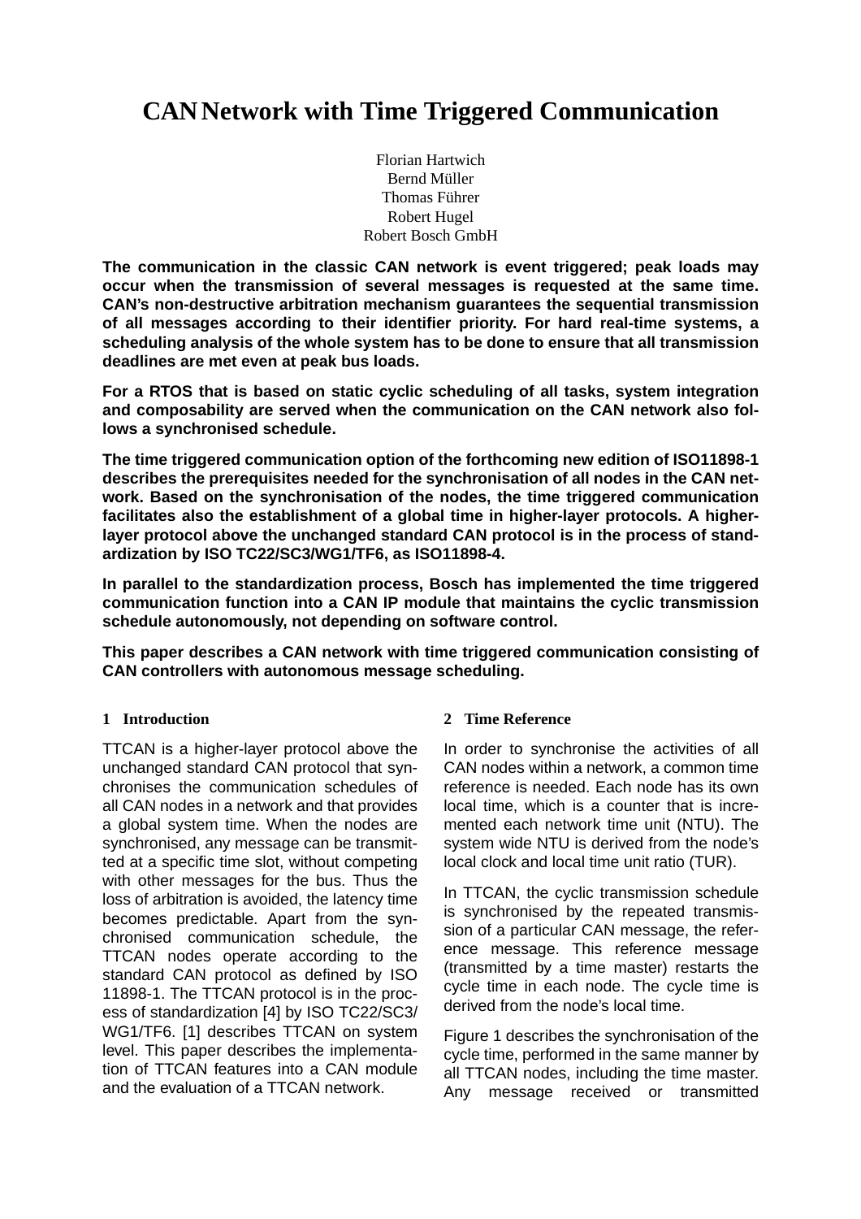# CAN Network with Time Triggered Communication

Florian Hartwich
Bernd Müller
Thomas Führer
Robert Hugel
Robert Bosch GmbH

**The communication in the classic CAN network is event triggered; peak loads may occur when the transmission of several messages is requested at the same time. CAN's non-destructive arbitration mechanism guarantees the sequential transmission of all messages according to their identifier priority. For hard real-time systems, a scheduling analysis of the whole system has to be done to ensure that all transmission deadlines are met even at peak bus loads.**

**For a RTOS that is based on static cyclic scheduling of all tasks, system integration and composability are served when the communication on the CAN network also follows a synchronised schedule.**

**The time triggered communication option of the forthcoming new edition of ISO11898-1 describes the prerequisites needed for the synchronisation of all nodes in the CAN network. Based on the synchronisation of the nodes, the time triggered communication facilitates also the establishment of a global time in higher-layer protocols. A higher-layer protocol above the unchanged standard CAN protocol is in the process of standardization by ISO TC22/SC3/WG1/TF6, as ISO11898-4.**

**In parallel to the standardization process, Bosch has implemented the time triggered communication function into a CAN IP module that maintains the cyclic transmission schedule autonomously, not depending on software control.**

**This paper describes a CAN network with time triggered communication consisting of CAN controllers with autonomous message scheduling.**

## 1 Introduction

TTCAN is a higher-layer protocol above the unchanged standard CAN protocol that synchronises the communication schedules of all CAN nodes in a network and that provides a global system time. When the nodes are synchronised, any message can be transmitted at a specific time slot, without competing with other messages for the bus. Thus the loss of arbitration is avoided, the latency time becomes predictable. Apart from the synchronised communication schedule, the TTCAN nodes operate according to the standard CAN protocol as defined by ISO 11898-1. The TTCAN protocol is in the process of standardization [4] by ISO TC22/SC3/WG1/TF6. [1] describes TTCAN on system level. This paper describes the implementation of TTCAN features into a CAN module and the evaluation of a TTCAN network.

## 2 Time Reference

In order to synchronise the activities of all CAN nodes within a network, a common time reference is needed. Each node has its own local time, which is a counter that is incremented each network time unit (NTU). The system wide NTU is derived from the node's local clock and local time unit ratio (TUR).

In TTCAN, the cyclic transmission schedule is synchronised by the repeated transmission of a particular CAN message, the reference message. This reference message (transmitted by a time master) restarts the cycle time in each node. The cycle time is derived from the node's local time.

Figure 1 describes the synchronisation of the cycle time, performed in the same manner by all TTCAN nodes, including the time master. Any message received or transmitted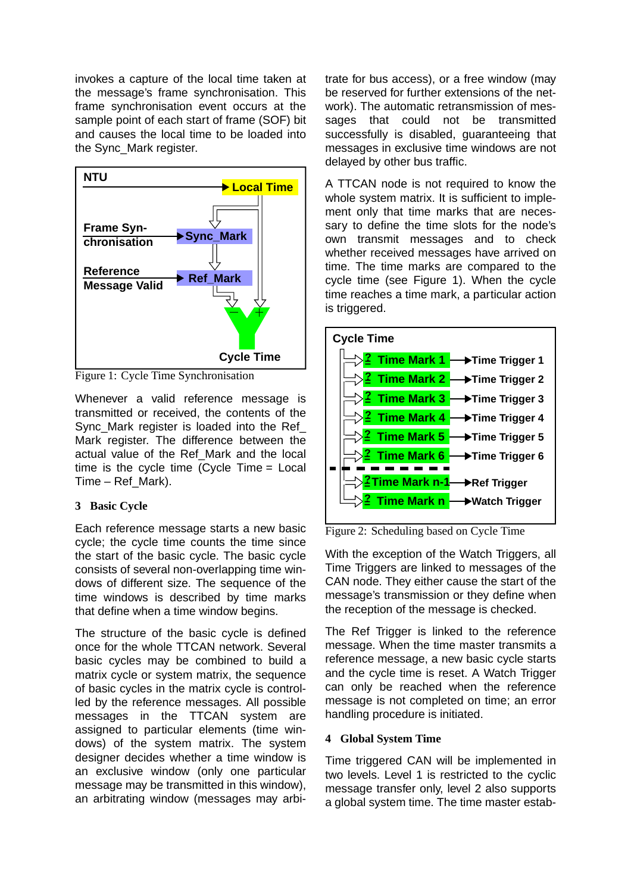invokes a capture of the local time taken at the message's frame synchronisation. This frame synchronisation event occurs at the sample point of each start of frame (SOF) bit and causes the local time to be loaded into the Sync_Mark register.

Figure 1: Cycle Time Synchronisation

Whenever a valid reference message is transmitted or received, the contents of the Sync_Mark register is loaded into the Ref_Mark register. The difference between the actual value of the Ref_Mark and the local time is the cycle time (Cycle Time = Local Time – Ref_Mark).

## 3 Basic Cycle

Each reference message starts a new basic cycle; the cycle time counts the time since the start of the basic cycle. The basic cycle consists of several non-overlapping time windows of different size. The sequence of the time windows is described by time marks that define when a time window begins.

The structure of the basic cycle is defined once for the whole TTCAN network. Several basic cycles may be combined to build a matrix cycle or system matrix, the sequence of basic cycles in the matrix cycle is controlled by the reference messages. All possible messages in the TTCAN system are assigned to particular elements (time windows) of the system matrix. The system designer decides whether a time window is an exclusive window (only one particular message may be transmitted in this window), an arbitrating window (messages may arbitrate for bus access), or a free window (may be reserved for further extensions of the network). The automatic retransmission of messages that could not be transmitted successfully is disabled, guaranteeing that messages in exclusive time windows are not delayed by other bus traffic.

A TTCAN node is not required to know the whole system matrix. It is sufficient to implement only that time marks that are necessary to define the time slots for the node's own transmit messages and to check whether received messages have arrived on time. The time marks are compared to the cycle time (see Figure 1). When the cycle time reaches a time mark, a particular action is triggered.

Figure 2: Scheduling based on Cycle Time

With the exception of the Watch Triggers, all Time Triggers are linked to messages of the CAN node. They either cause the start of the message's transmission or they define when the reception of the message is checked.

The Ref Trigger is linked to the reference message. When the time master transmits a reference message, a new basic cycle starts and the cycle time is reset. A Watch Trigger can only be reached when the reference message is not completed on time; an error handling procedure is initiated.

## 4 Global System Time

Time triggered CAN will be implemented in two levels. Level 1 is restricted to the cyclic message transfer only, level 2 also supports a global system time. The time master estab-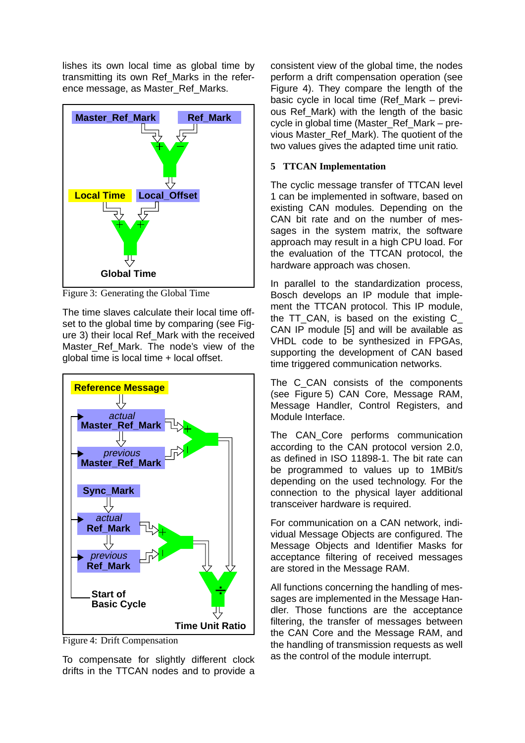lishes its own local time as global time by transmitting its own Ref_Marks in the reference message, as Master_Ref_Marks.

Figure 3: Generating the Global Time

The time slaves calculate their local time offset to the global time by comparing (see Figure 3) their local Ref_Mark with the received Master_Ref_Mark. The node's view of the global time is local time + local offset.

Figure 4: Drift Compensation

To compensate for slightly different clock drifts in the TTCAN nodes and to provide a consistent view of the global time, the nodes perform a drift compensation operation (see Figure 4). They compare the length of the basic cycle in local time (Ref_Mark – previous Ref_Mark) with the length of the basic cycle in global time (Master_Ref_Mark – previous Master_Ref_Mark). The quotient of the two values gives the adapted time unit ratio.

## 5 TTCAN Implementation

The cyclic message transfer of TTCAN level 1 can be implemented in software, based on existing CAN modules. Depending on the CAN bit rate and on the number of messages in the system matrix, the software approach may result in a high CPU load. For the evaluation of the TTCAN protocol, the hardware approach was chosen.

In parallel to the standardization process, Bosch develops an IP module that implement the TTCAN protocol. This IP module, the TT_CAN, is based on the existing C_CAN IP module [5] and will be available as VHDL code to be synthesized in FPGAs, supporting the development of CAN based time triggered communication networks.

The C_CAN consists of the components (see Figure 5) CAN Core, Message RAM, Message Handler, Control Registers, and Module Interface.

The CAN_Core performs communication according to the CAN protocol version 2.0, as defined in ISO 11898-1. The bit rate can be programmed to values up to 1MBit/s depending on the used technology. For the connection to the physical layer additional transceiver hardware is required.

For communication on a CAN network, individual Message Objects are configured. The Message Objects and Identifier Masks for acceptance filtering of received messages are stored in the Message RAM.

All functions concerning the handling of messages are implemented in the Message Handler. Those functions are the acceptance filtering, the transfer of messages between the CAN Core and the Message RAM, and the handling of transmission requests as well as the control of the module interrupt.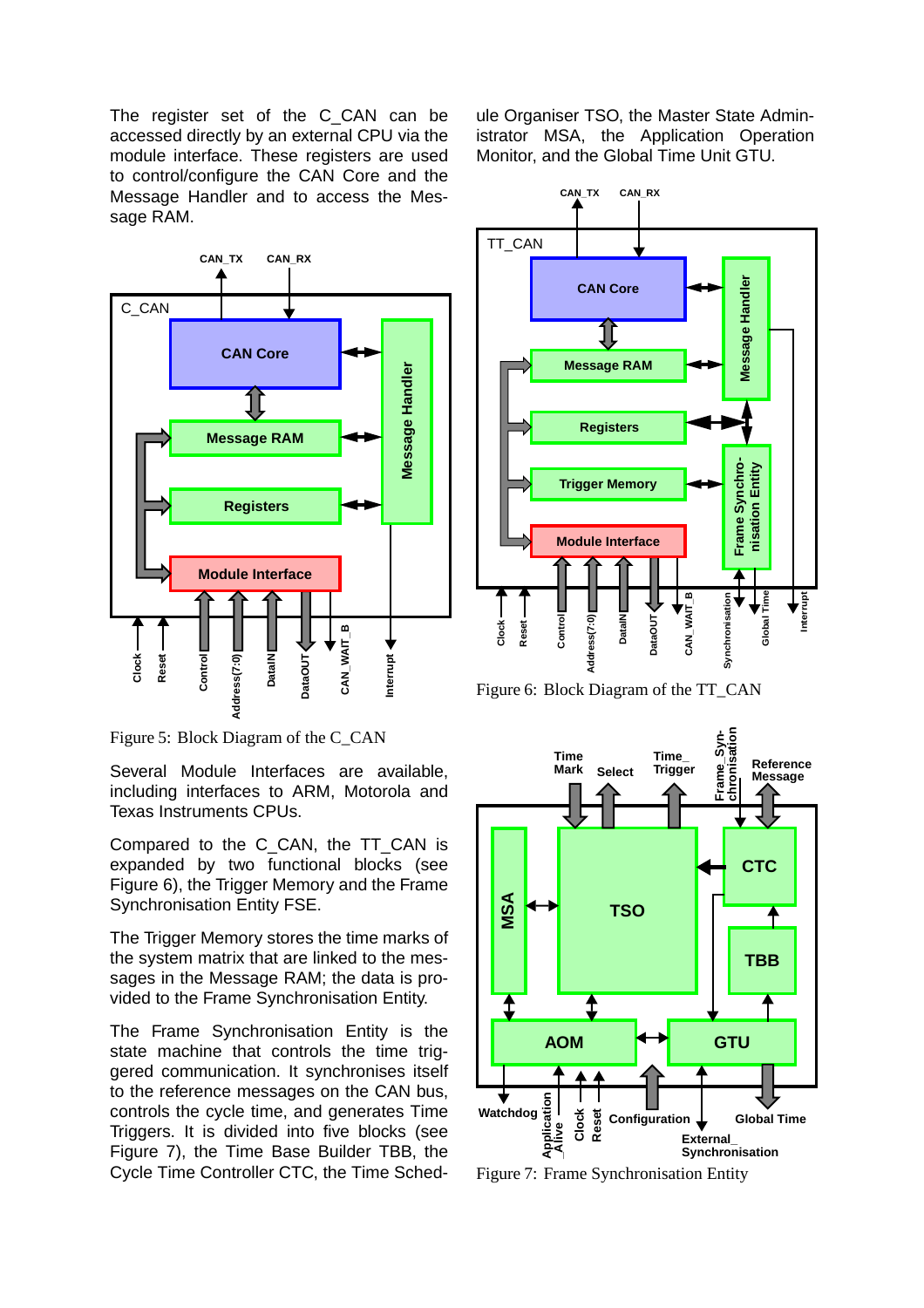The register set of the C_CAN can be accessed directly by an external CPU via the module interface. These registers are used to control/configure the CAN Core and the Message Handler and to access the Message RAM.

Figure 5: Block Diagram of the C_CAN

Several Module Interfaces are available, including interfaces to ARM, Motorola and Texas Instruments CPUs.

Compared to the C_CAN, the TT_CAN is expanded by two functional blocks (see Figure 6), the Trigger Memory and the Frame Synchronisation Entity FSE.

The Trigger Memory stores the time marks of the system matrix that are linked to the messages in the Message RAM; the data is provided to the Frame Synchronisation Entity.

The Frame Synchronisation Entity is the state machine that controls the time triggered communication. It synchronises itself to the reference messages on the CAN bus, controls the cycle time, and generates Time Triggers. It is divided into five blocks (see Figure 7), the Time Base Builder TBB, the Cycle Time Controller CTC, the Time Schedule Organiser TSO, the Master State Administrator MSA, the Application Operation Monitor, and the Global Time Unit GTU.

Figure 6: Block Diagram of the TT_CAN

Figure 7: Frame Synchronisation Entity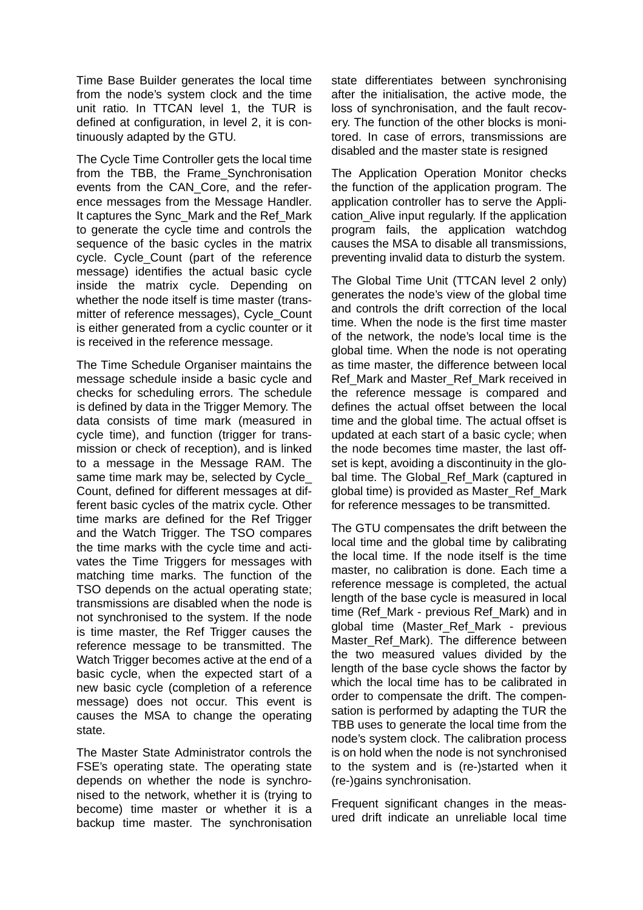Time Base Builder generates the local time from the node's system clock and the time unit ratio. In TTCAN level 1, the TUR is defined at configuration, in level 2, it is continuously adapted by the GTU.

The Cycle Time Controller gets the local time from the TBB, the Frame_Synchronisation events from the CAN_Core, and the reference messages from the Message Handler. It captures the Sync_Mark and the Ref_Mark to generate the cycle time and controls the sequence of the basic cycles in the matrix cycle. Cycle_Count (part of the reference message) identifies the actual basic cycle inside the matrix cycle. Depending on whether the node itself is time master (transmitter of reference messages), Cycle_Count is either generated from a cyclic counter or it is received in the reference message.

The Time Schedule Organiser maintains the message schedule inside a basic cycle and checks for scheduling errors. The schedule is defined by data in the Trigger Memory. The data consists of time mark (measured in cycle time), and function (trigger for transmission or check of reception), and is linked to a message in the Message RAM. The same time mark may be, selected by Cycle_ Count, defined for different messages at different basic cycles of the matrix cycle. Other time marks are defined for the Ref Trigger and the Watch Trigger. The TSO compares the time marks with the cycle time and activates the Time Triggers for messages with matching time marks. The function of the TSO depends on the actual operating state; transmissions are disabled when the node is not synchronised to the system. If the node is time master, the Ref Trigger causes the reference message to be transmitted. The Watch Trigger becomes active at the end of a basic cycle, when the expected start of a new basic cycle (completion of a reference message) does not occur. This event is causes the MSA to change the operating state.

The Master State Administrator controls the FSE's operating state. The operating state depends on whether the node is synchronised to the network, whether it is (trying to become) time master or whether it is a backup time master. The synchronisation state differentiates between synchronising after the initialisation, the active mode, the loss of synchronisation, and the fault recovery. The function of the other blocks is monitored. In case of errors, transmissions are disabled and the master state is resigned

The Application Operation Monitor checks the function of the application program. The application controller has to serve the Application_Alive input regularly. If the application program fails, the application watchdog causes the MSA to disable all transmissions, preventing invalid data to disturb the system.

The Global Time Unit (TTCAN level 2 only) generates the node's view of the global time and controls the drift correction of the local time. When the node is the first time master of the network, the node's local time is the global time. When the node is not operating as time master, the difference between local Ref_Mark and Master_Ref_Mark received in the reference message is compared and defines the actual offset between the local time and the global time. The actual offset is updated at each start of a basic cycle; when the node becomes time master, the last offset is kept, avoiding a discontinuity in the global time. The Global_Ref_Mark (captured in global time) is provided as Master_Ref_Mark for reference messages to be transmitted.

The GTU compensates the drift between the local time and the global time by calibrating the local time. If the node itself is the time master, no calibration is done. Each time a reference message is completed, the actual length of the base cycle is measured in local time (Ref_Mark - previous Ref_Mark) and in global time (Master_Ref_Mark - previous Master_Ref_Mark). The difference between the two measured values divided by the length of the base cycle shows the factor by which the local time has to be calibrated in order to compensate the drift. The compensation is performed by adapting the TUR the TBB uses to generate the local time from the node's system clock. The calibration process is on hold when the node is not synchronised to the system and is (re-)started when it (re-)gains synchronisation.

Frequent significant changes in the measured drift indicate an unreliable local time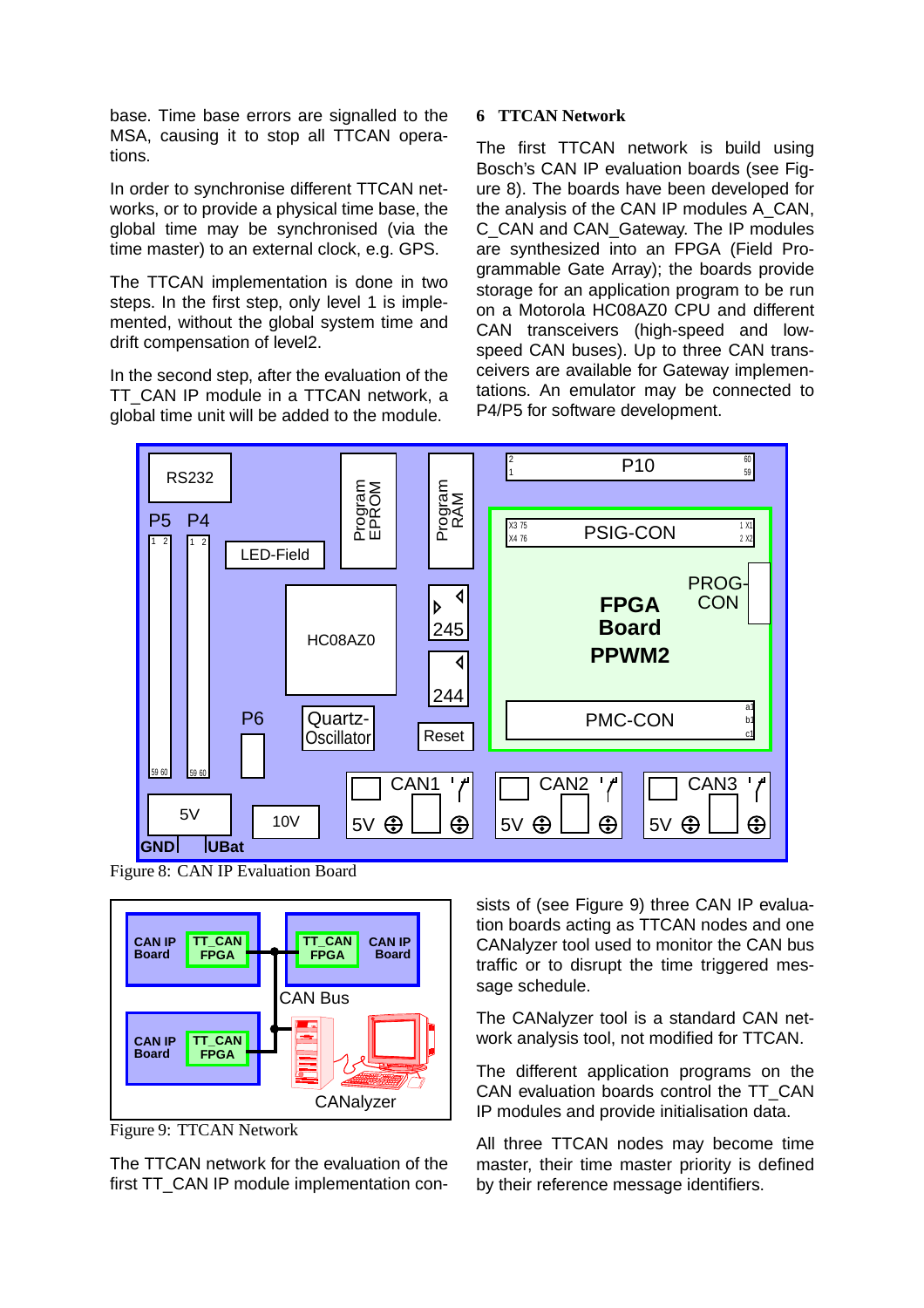base. Time base errors are signalled to the MSA, causing it to stop all TTCAN operations.

In order to synchronise different TTCAN networks, or to provide a physical time base, the global time may be synchronised (via the time master) to an external clock, e.g. GPS.

The TTCAN implementation is done in two steps. In the first step, only level 1 is implemented, without the global system time and drift compensation of level2.

In the second step, after the evaluation of the TT_CAN IP module in a TTCAN network, a global time unit will be added to the module.

## 6 TTCAN Network

The first TTCAN network is build using Bosch's CAN IP evaluation boards (see Figure 8). The boards have been developed for the analysis of the CAN IP modules A_CAN, C_CAN and CAN_Gateway. The IP modules are synthesized into an FPGA (Field Programmable Gate Array); the boards provide storage for an application program to be run on a Motorola HC08AZ0 CPU and different CAN transceivers (high-speed and low-speed CAN buses). Up to three CAN transceivers are available for Gateway implementations. An emulator may be connected to P4/P5 for software development.

Figure 8: CAN IP Evaluation Board

Figure 9: TTCAN Network

The TTCAN network for the evaluation of the first TT_CAN IP module implementation consists of (see Figure 9) three CAN IP evaluation boards acting as TTCAN nodes and one CANalyzer tool used to monitor the CAN bus traffic or to disrupt the time triggered message schedule.

The CANalyzer tool is a standard CAN network analysis tool, not modified for TTCAN.

The different application programs on the CAN evaluation boards control the TT_CAN IP modules and provide initialisation data.

All three TTCAN nodes may become time master, their time master priority is defined by their reference message identifiers.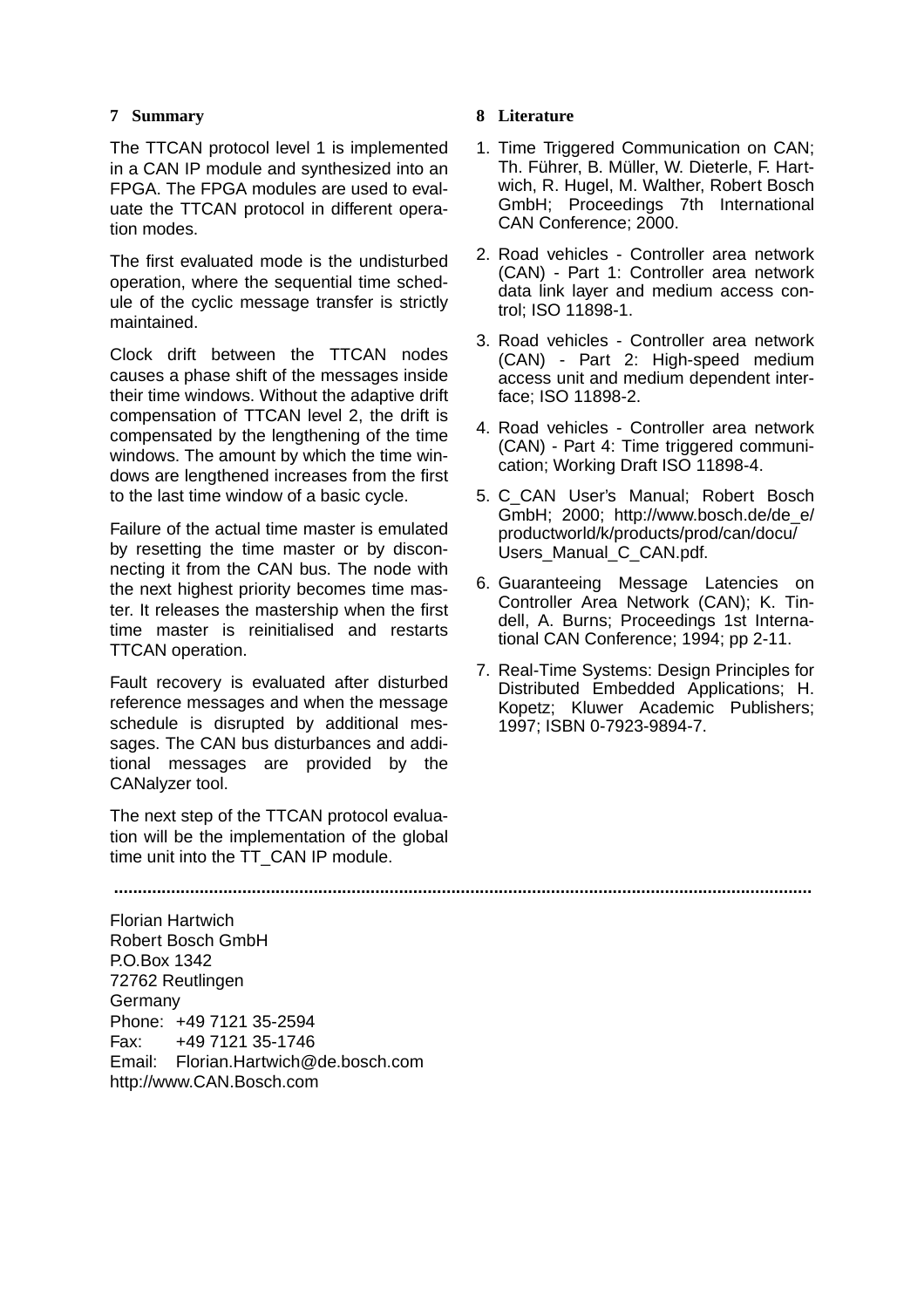## 7 Summary

The TTCAN protocol level 1 is implemented in a CAN IP module and synthesized into an FPGA. The FPGA modules are used to evaluate the TTCAN protocol in different operation modes.

The first evaluated mode is the undisturbed operation, where the sequential time schedule of the cyclic message transfer is strictly maintained.

Clock drift between the TTCAN nodes causes a phase shift of the messages inside their time windows. Without the adaptive drift compensation of TTCAN level 2, the drift is compensated by the lengthening of the time windows. The amount by which the time windows are lengthened increases from the first to the last time window of a basic cycle.

Failure of the actual time master is emulated by resetting the time master or by disconnecting it from the CAN bus. The node with the next highest priority becomes time master. It releases the mastership when the first time master is reinitialised and restarts TTCAN operation.

Fault recovery is evaluated after disturbed reference messages and when the message schedule is disrupted by additional messages. The CAN bus disturbances and additional messages are provided by the CANalyzer tool.

The next step of the TTCAN protocol evaluation will be the implementation of the global time unit into the TT_CAN IP module.

## 8 Literature

1. Time Triggered Communication on CAN; Th. Führer, B. Müller, W. Dieterle, F. Hartwich, R. Hugel, M. Walther, Robert Bosch GmbH; Proceedings 7th International CAN Conference; 2000.
2. Road vehicles - Controller area network (CAN) - Part 1: Controller area network data link layer and medium access control; ISO 11898-1.
3. Road vehicles - Controller area network (CAN) - Part 2: High-speed medium access unit and medium dependent interface; ISO 11898-2.
4. Road vehicles - Controller area network (CAN) - Part 4: Time triggered communication; Working Draft ISO 11898-4.
5. C_CAN User's Manual; Robert Bosch GmbH; 2000; http://www.bosch.de/de_e/productworld/k/products/prod/can/docu/Users_Manual_C_CAN.pdf.
6. Guaranteeing Message Latencies on Controller Area Network (CAN); K. Tindell, A. Burns; Proceedings 1st International CAN Conference; 1994; pp 2-11.
7. Real-Time Systems: Design Principles for Distributed Embedded Applications; H. Kopetz; Kluwer Academic Publishers; 1997; ISBN 0-7923-9894-7.

---

Florian Hartwich
Robert Bosch GmbH
P.O.Box 1342
72762 Reutlingen
Germany
Phone: +49 7121 35-2594
Fax: +49 7121 35-1746
Email: Florian.Hartwich@de.bosch.com
http://www.CAN.Bosch.com